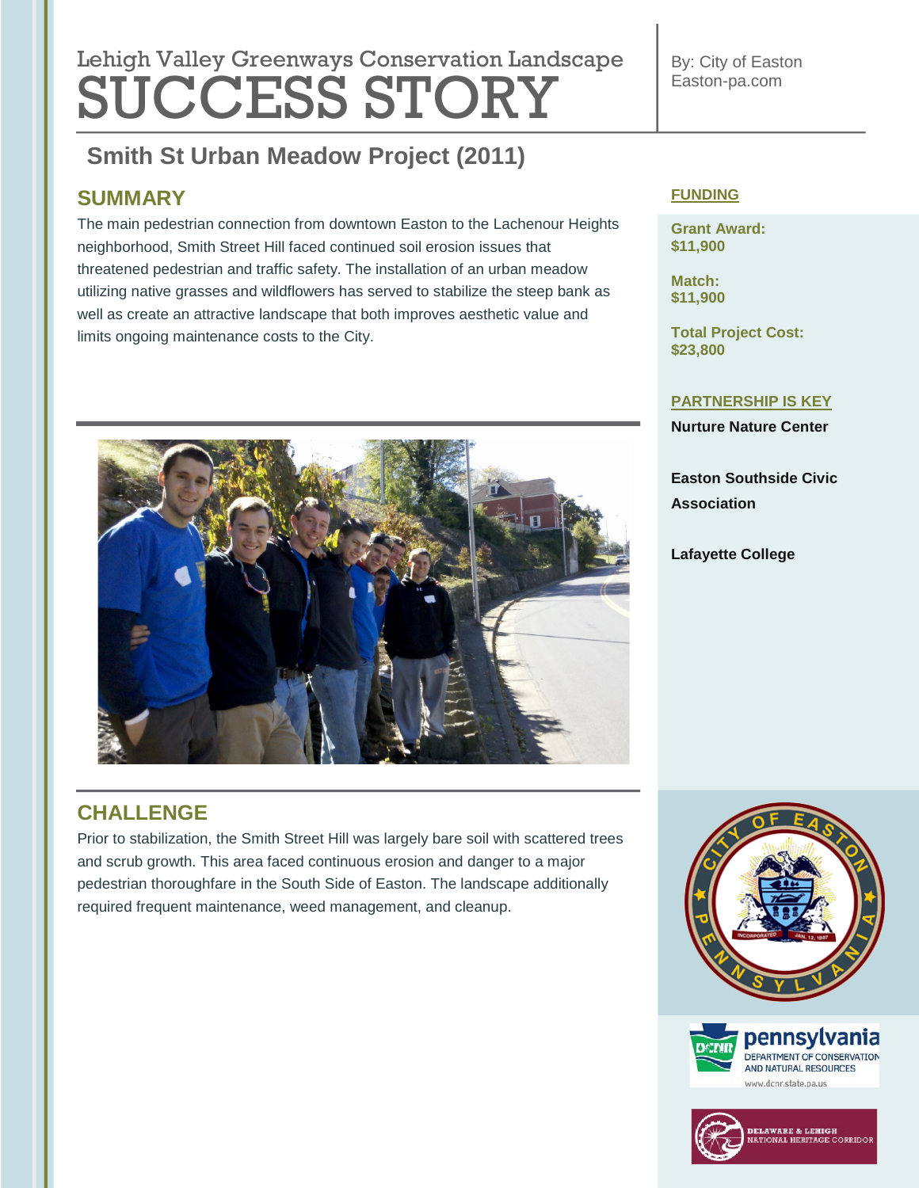Lehigh Valley Greenways Conservation Landscape

# SUCCESS STORY

By: City of Easton
Easton-pa.com

## Smith St Urban Meadow Project (2011)

### SUMMARY

The main pedestrian connection from downtown Easton to the Lachenour Heights neighborhood, Smith Street Hill faced continued soil erosion issues that threatened pedestrian and traffic safety. The installation of an urban meadow utilizing native grasses and wildflowers has served to stabilize the steep bank as well as create an attractive landscape that both improves aesthetic value and limits ongoing maintenance costs to the City.

### CHALLENGE

Prior to stabilization, the Smith Street Hill was largely bare soil with scattered trees and scrub growth. This area faced continuous erosion and danger to a major pedestrian thoroughfare in the South Side of Easton. The landscape additionally required frequent maintenance, weed management, and cleanup.

### FUNDING

**Grant Award:**
**$11,900**

**Match:**
**$11,900**

**Total Project Cost:**
**$23,800**

### PARTNERSHIP IS KEY

**Nurture Nature Center**

**Easton Southside Civic Association**

**Lafayette College**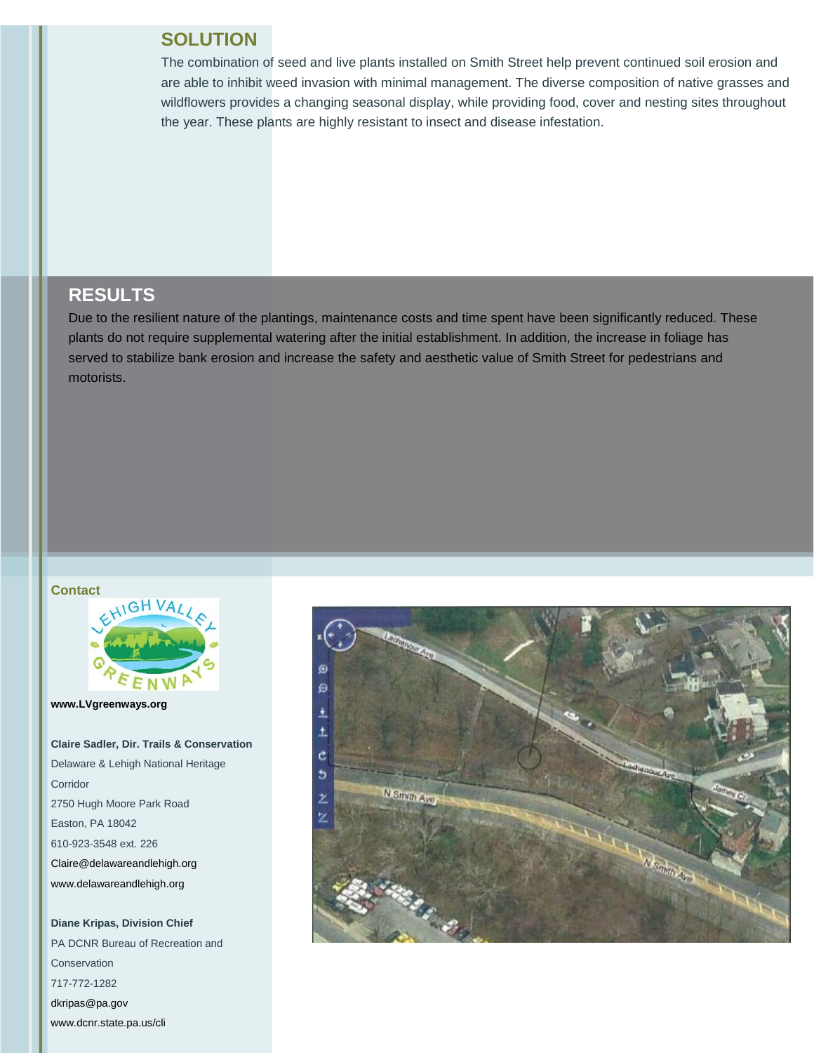## SOLUTION

The combination of seed and live plants installed on Smith Street help prevent continued soil erosion and are able to inhibit weed invasion with minimal management. The diverse composition of native grasses and wildflowers provides a changing seasonal display, while providing food, cover and nesting sites throughout the year. These plants are highly resistant to insect and disease infestation.

## RESULTS

Due to the resilient nature of the plantings, maintenance costs and time spent have been significantly reduced. These plants do not require supplemental watering after the initial establishment. In addition, the increase in foliage has served to stabilize bank erosion and increase the safety and aesthetic value of Smith Street for pedestrians and motorists.

### Contact

**www.LVgreenways.org**

**Claire Sadler, Dir. Trails & Conservation**
Delaware & Lehigh National Heritage Corridor
2750 Hugh Moore Park Road
Easton, PA 18042
610-923-3548 ext. 226
Claire@delawareandlehigh.org
www.delawareandlehigh.org

**Diane Kripas, Division Chief**
PA DCNR Bureau of Recreation and Conservation
717-772-1282
dkripas@pa.gov
www.dcnr.state.pa.us/cli